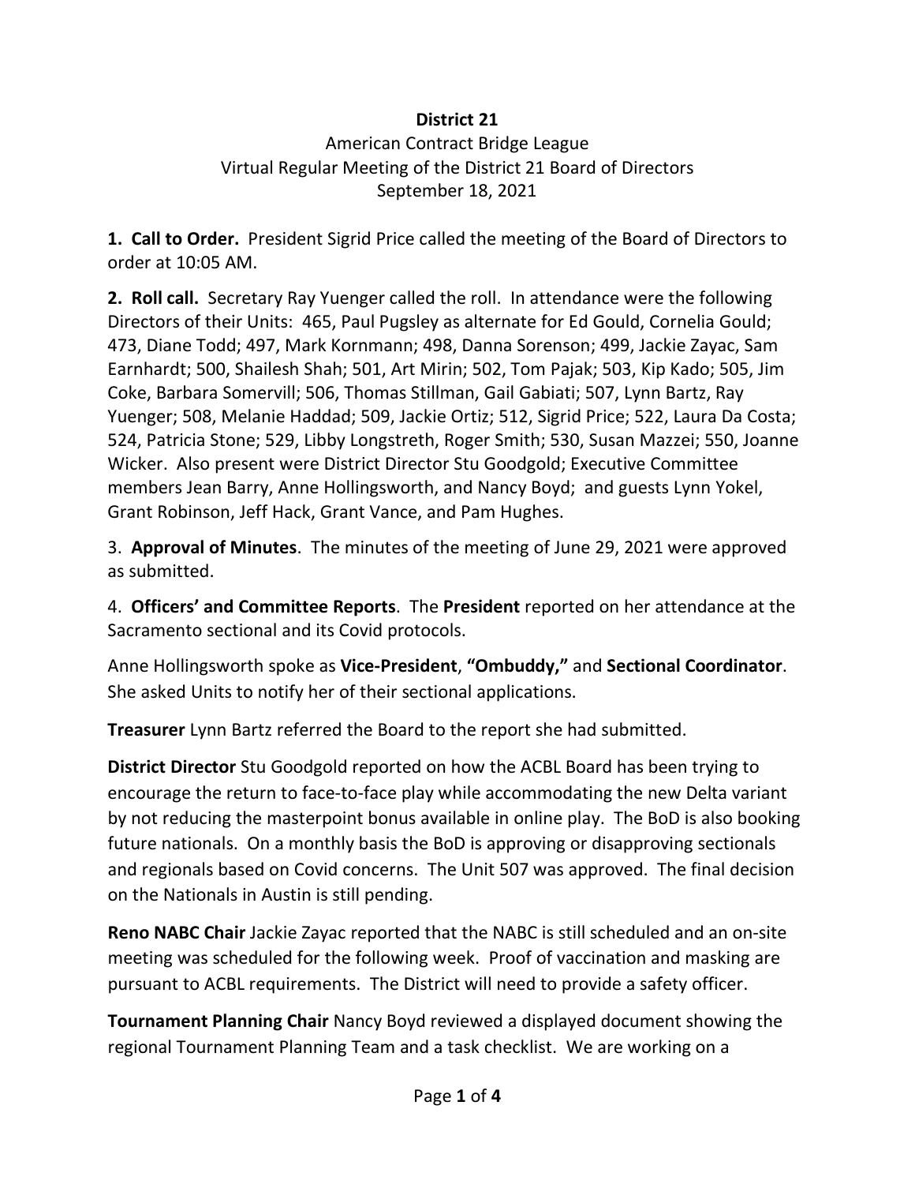**District 21**

American Contract Bridge League
Virtual Regular Meeting of the District 21 Board of Directors
September 18, 2021

**1. Call to Order.** President Sigrid Price called the meeting of the Board of Directors to order at 10:05 AM.

**2. Roll call.** Secretary Ray Yuenger called the roll. In attendance were the following Directors of their Units: 465, Paul Pugsley as alternate for Ed Gould, Cornelia Gould; 473, Diane Todd; 497, Mark Kornmann; 498, Danna Sorenson; 499, Jackie Zayac, Sam Earnhardt; 500, Shailesh Shah; 501, Art Mirin; 502, Tom Pajak; 503, Kip Kado; 505, Jim Coke, Barbara Somervill; 506, Thomas Stillman, Gail Gabiati; 507, Lynn Bartz, Ray Yuenger; 508, Melanie Haddad; 509, Jackie Ortiz; 512, Sigrid Price; 522, Laura Da Costa; 524, Patricia Stone; 529, Libby Longstreth, Roger Smith; 530, Susan Mazzei; 550, Joanne Wicker. Also present were District Director Stu Goodgold; Executive Committee members Jean Barry, Anne Hollingsworth, and Nancy Boyd; and guests Lynn Yokel, Grant Robinson, Jeff Hack, Grant Vance, and Pam Hughes.

3. **Approval of Minutes**. The minutes of the meeting of June 29, 2021 were approved as submitted.

4. **Officers' and Committee Reports**. The **President** reported on her attendance at the Sacramento sectional and its Covid protocols.

Anne Hollingsworth spoke as **Vice-President**, **"Ombuddy,"** and **Sectional Coordinator**. She asked Units to notify her of their sectional applications.

**Treasurer** Lynn Bartz referred the Board to the report she had submitted.

**District Director** Stu Goodgold reported on how the ACBL Board has been trying to encourage the return to face-to-face play while accommodating the new Delta variant by not reducing the masterpoint bonus available in online play. The BoD is also booking future nationals. On a monthly basis the BoD is approving or disapproving sectionals and regionals based on Covid concerns. The Unit 507 was approved. The final decision on the Nationals in Austin is still pending.

**Reno NABC Chair** Jackie Zayac reported that the NABC is still scheduled and an on-site meeting was scheduled for the following week. Proof of vaccination and masking are pursuant to ACBL requirements. The District will need to provide a safety officer.

**Tournament Planning Chair** Nancy Boyd reviewed a displayed document showing the regional Tournament Planning Team and a task checklist. We are working on a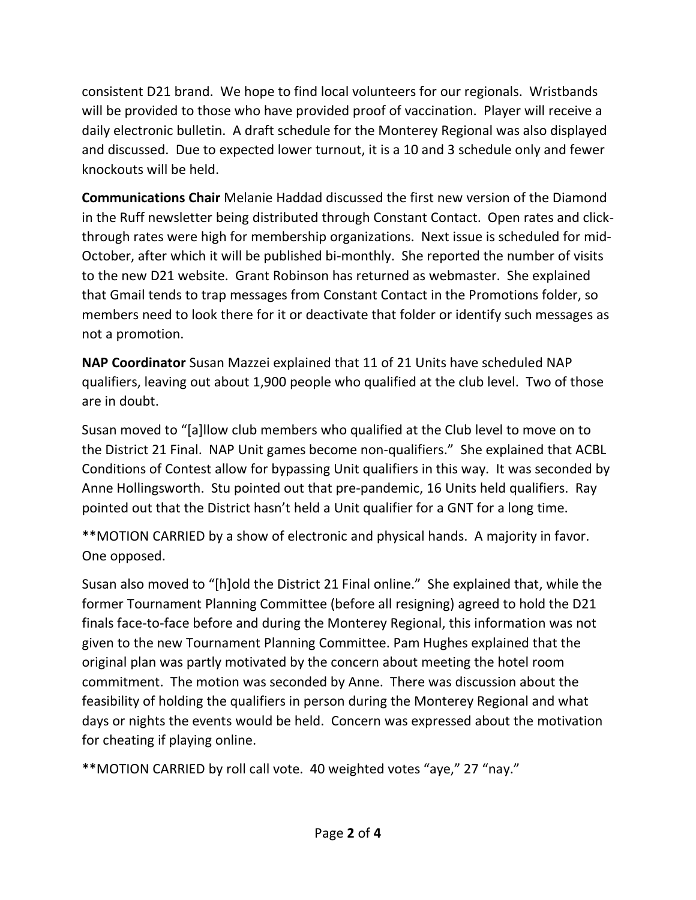consistent D21 brand. We hope to find local volunteers for our regionals. Wristbands will be provided to those who have provided proof of vaccination. Player will receive a daily electronic bulletin. A draft schedule for the Monterey Regional was also displayed and discussed. Due to expected lower turnout, it is a 10 and 3 schedule only and fewer knockouts will be held.

**Communications Chair** Melanie Haddad discussed the first new version of the Diamond in the Ruff newsletter being distributed through Constant Contact. Open rates and click-through rates were high for membership organizations. Next issue is scheduled for mid-October, after which it will be published bi-monthly. She reported the number of visits to the new D21 website. Grant Robinson has returned as webmaster. She explained that Gmail tends to trap messages from Constant Contact in the Promotions folder, so members need to look there for it or deactivate that folder or identify such messages as not a promotion.

**NAP Coordinator** Susan Mazzei explained that 11 of 21 Units have scheduled NAP qualifiers, leaving out about 1,900 people who qualified at the club level. Two of those are in doubt.

Susan moved to "[a]llow club members who qualified at the Club level to move on to the District 21 Final. NAP Unit games become non-qualifiers." She explained that ACBL Conditions of Contest allow for bypassing Unit qualifiers in this way. It was seconded by Anne Hollingsworth. Stu pointed out that pre-pandemic, 16 Units held qualifiers. Ray pointed out that the District hasn't held a Unit qualifier for a GNT for a long time.

**MOTION CARRIED by a show of electronic and physical hands. A majority in favor. One opposed.

Susan also moved to "[h]old the District 21 Final online." She explained that, while the former Tournament Planning Committee (before all resigning) agreed to hold the D21 finals face-to-face before and during the Monterey Regional, this information was not given to the new Tournament Planning Committee. Pam Hughes explained that the original plan was partly motivated by the concern about meeting the hotel room commitment. The motion was seconded by Anne. There was discussion about the feasibility of holding the qualifiers in person during the Monterey Regional and what days or nights the events would be held. Concern was expressed about the motivation for cheating if playing online.

**MOTION CARRIED by roll call vote. 40 weighted votes "aye," 27 "nay."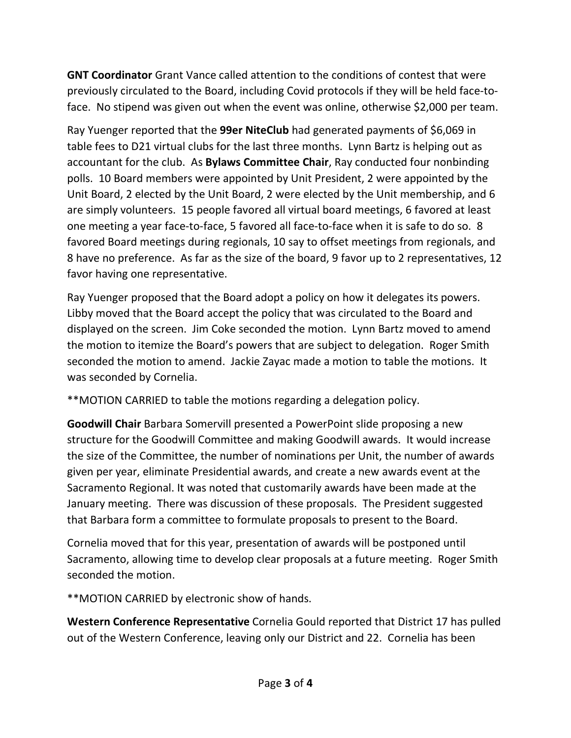**GNT Coordinator** Grant Vance called attention to the conditions of contest that were previously circulated to the Board, including Covid protocols if they will be held face-to-face. No stipend was given out when the event was online, otherwise $2,000 per team.

Ray Yuenger reported that the **99er NiteClub** had generated payments of $6,069 in table fees to D21 virtual clubs for the last three months. Lynn Bartz is helping out as accountant for the club. As **Bylaws Committee Chair**, Ray conducted four nonbinding polls. 10 Board members were appointed by Unit President, 2 were appointed by the Unit Board, 2 elected by the Unit Board, 2 were elected by the Unit membership, and 6 are simply volunteers. 15 people favored all virtual board meetings, 6 favored at least one meeting a year face-to-face, 5 favored all face-to-face when it is safe to do so. 8 favored Board meetings during regionals, 10 say to offset meetings from regionals, and 8 have no preference. As far as the size of the board, 9 favor up to 2 representatives, 12 favor having one representative.

Ray Yuenger proposed that the Board adopt a policy on how it delegates its powers. Libby moved that the Board accept the policy that was circulated to the Board and displayed on the screen. Jim Coke seconded the motion. Lynn Bartz moved to amend the motion to itemize the Board's powers that are subject to delegation. Roger Smith seconded the motion to amend. Jackie Zayac made a motion to table the motions. It was seconded by Cornelia.

**MOTION CARRIED to table the motions regarding a delegation policy.

**Goodwill Chair** Barbara Somervill presented a PowerPoint slide proposing a new structure for the Goodwill Committee and making Goodwill awards. It would increase the size of the Committee, the number of nominations per Unit, the number of awards given per year, eliminate Presidential awards, and create a new awards event at the Sacramento Regional. It was noted that customarily awards have been made at the January meeting. There was discussion of these proposals. The President suggested that Barbara form a committee to formulate proposals to present to the Board.

Cornelia moved that for this year, presentation of awards will be postponed until Sacramento, allowing time to develop clear proposals at a future meeting. Roger Smith seconded the motion.

**MOTION CARRIED by electronic show of hands.

**Western Conference Representative** Cornelia Gould reported that District 17 has pulled out of the Western Conference, leaving only our District and 22. Cornelia has been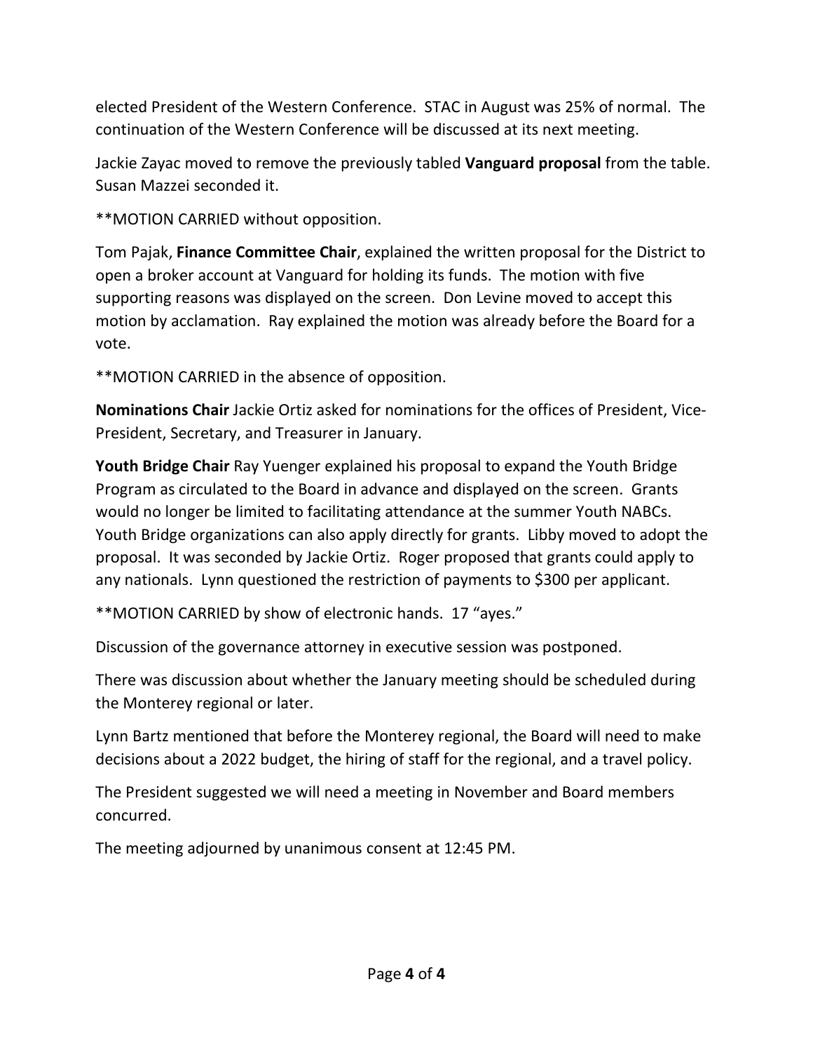elected President of the Western Conference. STAC in August was 25% of normal. The continuation of the Western Conference will be discussed at its next meeting.

Jackie Zayac moved to remove the previously tabled **Vanguard proposal** from the table. Susan Mazzei seconded it.

**MOTION CARRIED without opposition.

Tom Pajak, **Finance Committee Chair**, explained the written proposal for the District to open a broker account at Vanguard for holding its funds. The motion with five supporting reasons was displayed on the screen. Don Levine moved to accept this motion by acclamation. Ray explained the motion was already before the Board for a vote.

**MOTION CARRIED in the absence of opposition.

**Nominations Chair** Jackie Ortiz asked for nominations for the offices of President, Vice-President, Secretary, and Treasurer in January.

**Youth Bridge Chair** Ray Yuenger explained his proposal to expand the Youth Bridge Program as circulated to the Board in advance and displayed on the screen. Grants would no longer be limited to facilitating attendance at the summer Youth NABCs. Youth Bridge organizations can also apply directly for grants. Libby moved to adopt the proposal. It was seconded by Jackie Ortiz. Roger proposed that grants could apply to any nationals. Lynn questioned the restriction of payments to $300 per applicant.

**MOTION CARRIED by show of electronic hands. 17 "ayes."

Discussion of the governance attorney in executive session was postponed.

There was discussion about whether the January meeting should be scheduled during the Monterey regional or later.

Lynn Bartz mentioned that before the Monterey regional, the Board will need to make decisions about a 2022 budget, the hiring of staff for the regional, and a travel policy.

The President suggested we will need a meeting in November and Board members concurred.

The meeting adjourned by unanimous consent at 12:45 PM.